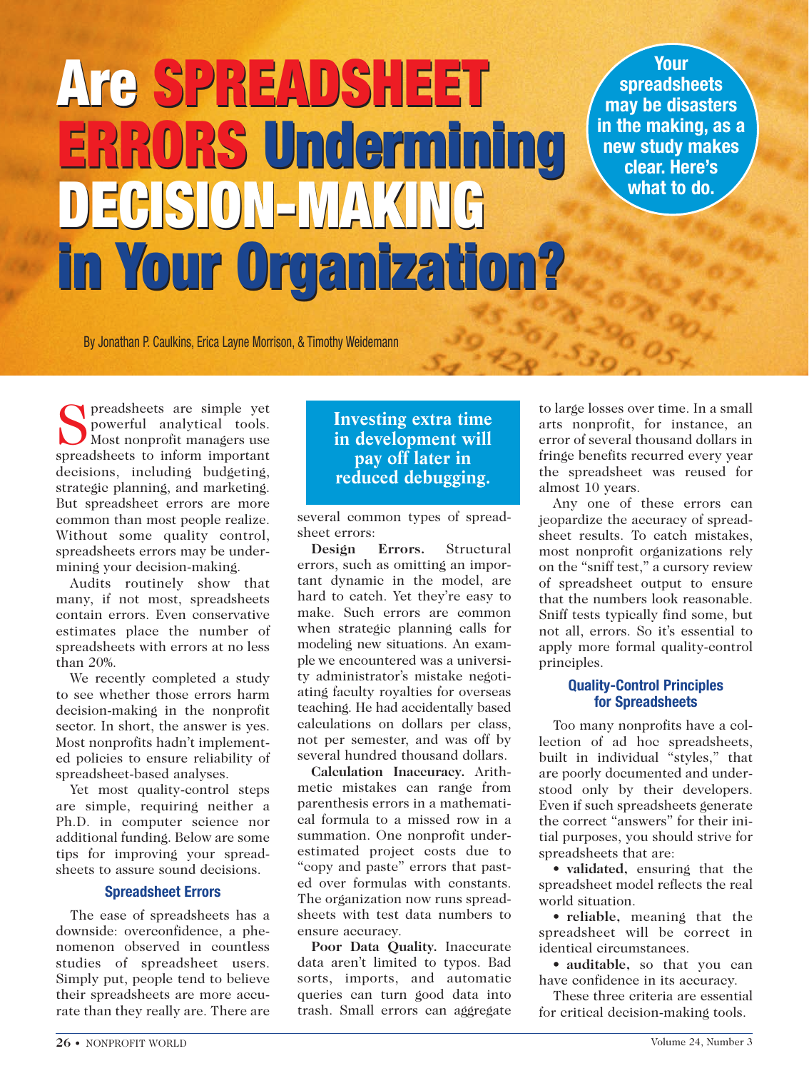# Are SPREADSHEET ERRORS Undermining DECISION-MAKING in Your Organization?

**Your spreadsheets may be disasters in the making, as a new study makes clear. Here's what to do.**

By Jonathan P. Caulkins, Erica Layne Morrison, & Timothy Weidemann

Spreadsheets are simple yet powerful analytical tools. Most nonprofit managers use spreadsheets to inform important decisions, including budgeting, strategic planning, and marketing. But spreadsheet errors are more common than most people realize. Without some quality control, spreadsheets errors may be undermining your decision-making.

Audits routinely show that many, if not most, spreadsheets contain errors. Even conservative estimates place the number of spreadsheets with errors at no less than 20%.

We recently completed a study to see whether those errors harm decision-making in the nonprofit sector. In short, the answer is yes. Most nonprofits hadn't implemented policies to ensure reliability of spreadsheet-based analyses.

Yet most quality-control steps are simple, requiring neither a Ph.D. in computer science nor additional funding. Below are some tips for improving your spreadsheets to assure sound decisions.

### Spreadsheet Errors

The ease of spreadsheets has a downside: overconfidence, a phenomenon observed in countless studies of spreadsheet users. Simply put, people tend to believe their spreadsheets are more accurate than they really are. There are several common types of spreadsheet errors:

**Investing extra time in development will pay off later in reduced debugging.**

**Design Errors.** Structural errors, such as omitting an important dynamic in the model, are hard to catch. Yet they're easy to make. Such errors are common when strategic planning calls for modeling new situations. An example we encountered was a university administrator's mistake negotiating faculty royalties for overseas teaching. He had accidentally based calculations on dollars per class, not per semester, and was off by several hundred thousand dollars.

**Calculation Inaccuracy.** Arithmetic mistakes can range from parenthesis errors in a mathematical formula to a missed row in a summation. One nonprofit underestimated project costs due to "copy and paste" errors that pasted over formulas with constants. The organization now runs spreadsheets with test data numbers to ensure accuracy.

**Poor Data Quality.** Inaccurate data aren't limited to typos. Bad sorts, imports, and automatic queries can turn good data into trash. Small errors can aggregate to large losses over time. In a small arts nonprofit, for instance, an error of several thousand dollars in fringe benefits recurred every year the spreadsheet was reused for almost 10 years.

Any one of these errors can jeopardize the accuracy of spreadsheet results. To catch mistakes, most nonprofit organizations rely on the "sniff test," a cursory review of spreadsheet output to ensure that the numbers look reasonable. Sniff tests typically find some, but not all, errors. So it's essential to apply more formal quality-control principles.

### Quality-Control Principles for Spreadsheets

Too many nonprofits have a collection of ad hoc spreadsheets, built in individual "styles," that are poorly documented and understood only by their developers. Even if such spreadsheets generate the correct "answers" for their initial purposes, you should strive for spreadsheets that are:

- **validated,** ensuring that the spreadsheet model reflects the real world situation.
- **reliable,** meaning that the spreadsheet will be correct in identical circumstances.
- **auditable,** so that you can have confidence in its accuracy.

These three criteria are essential for critical decision-making tools.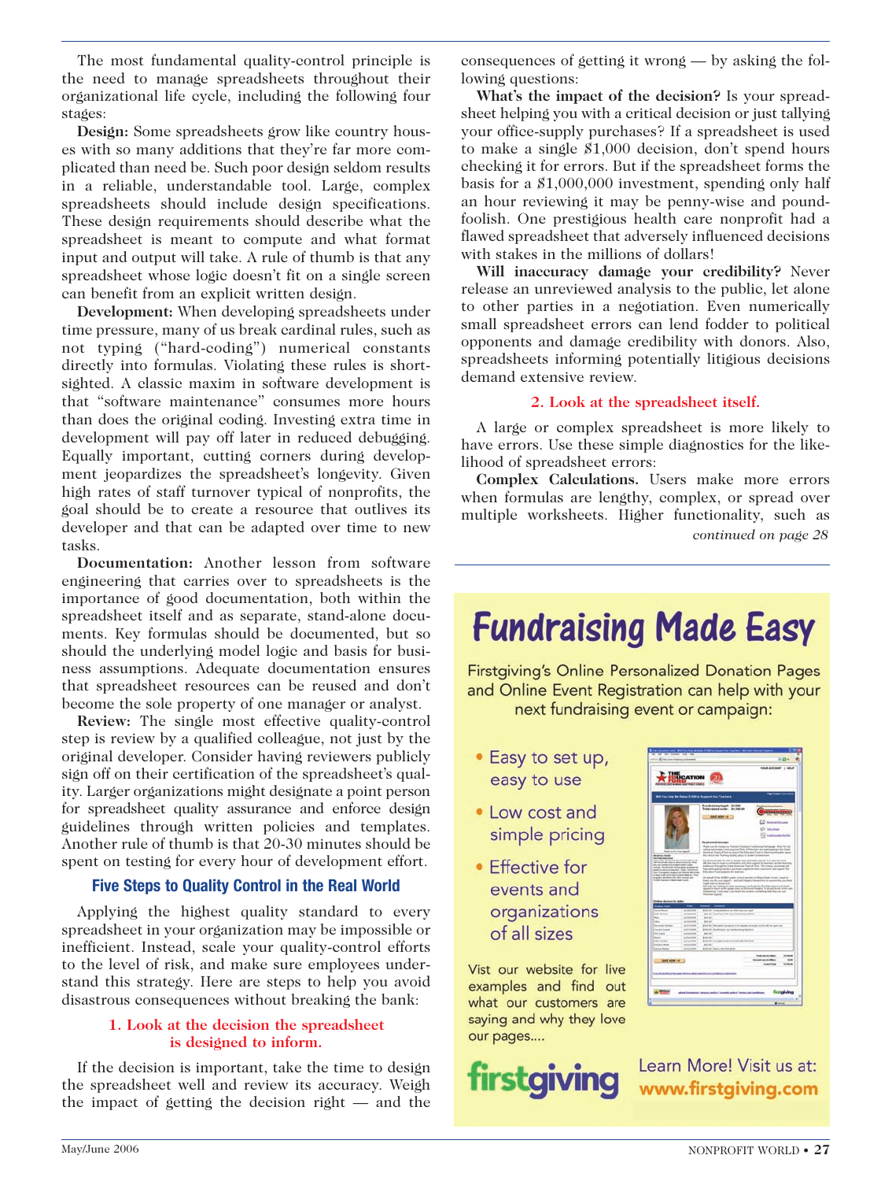The most fundamental quality-control principle is the need to manage spreadsheets throughout their organizational life cycle, including the following four stages:

**Design:** Some spreadsheets grow like country houses with so many additions that they're far more complicated than need be. Such poor design seldom results in a reliable, understandable tool. Large, complex spreadsheets should include design specifications. These design requirements should describe what the spreadsheet is meant to compute and what format input and output will take. A rule of thumb is that any spreadsheet whose logic doesn't fit on a single screen can benefit from an explicit written design.

**Development:** When developing spreadsheets under time pressure, many of us break cardinal rules, such as not typing ("hard-coding") numerical constants directly into formulas. Violating these rules is shortsighted. A classic maxim in software development is that "software maintenance" consumes more hours than does the original coding. Investing extra time in development will pay off later in reduced debugging. Equally important, cutting corners during development jeopardizes the spreadsheet's longevity. Given high rates of staff turnover typical of nonprofits, the goal should be to create a resource that outlives its developer and that can be adapted over time to new tasks.

**Documentation:** Another lesson from software engineering that carries over to spreadsheets is the importance of good documentation, both within the spreadsheet itself and as separate, stand-alone documents. Key formulas should be documented, but so should the underlying model logic and basis for business assumptions. Adequate documentation ensures that spreadsheet resources can be reused and don't become the sole property of one manager or analyst.

**Review:** The single most effective quality-control step is review by a qualified colleague, not just by the original developer. Consider having reviewers publicly sign off on their certification of the spreadsheet's quality. Larger organizations might designate a point person for spreadsheet quality assurance and enforce design guidelines through written policies and templates. Another rule of thumb is that 20-30 minutes should be spent on testing for every hour of development effort.

### Five Steps to Quality Control in the Real World

Applying the highest quality standard to every spreadsheet in your organization may be impossible or inefficient. Instead, scale your quality-control efforts to the level of risk, and make sure employees understand this strategy. Here are steps to help you avoid disastrous consequences without breaking the bank:

#### 1. Look at the decision the spreadsheet is designed to inform.

If the decision is important, take the time to design the spreadsheet well and review its accuracy. Weigh the impact of getting the decision right — and the consequences of getting it wrong — by asking the following questions:

**What's the impact of the decision?** Is your spreadsheet helping you with a critical decision or just tallying your office-supply purchases? If a spreadsheet is used to make a single $1,000 decision, don't spend hours checking it for errors. But if the spreadsheet forms the basis for a $1,000,000 investment, spending only half an hour reviewing it may be penny-wise and pound-foolish. One prestigious health care nonprofit had a flawed spreadsheet that adversely influenced decisions with stakes in the millions of dollars!

**Will inaccuracy damage your credibility?** Never release an unreviewed analysis to the public, let alone to other parties in a negotiation. Even numerically small spreadsheet errors can lend fodder to political opponents and damage credibility with donors. Also, spreadsheets informing potentially litigious decisions demand extensive review.

#### 2. Look at the spreadsheet itself.

A large or complex spreadsheet is more likely to have errors. Use these simple diagnostics for the likelihood of spreadsheet errors:

**Complex Calculations.** Users make more errors when formulas are lengthy, complex, or spread over multiple worksheets. Higher functionality, such as

*continued on page 28*

---

# Fundraising Made Easy

Firstgiving's Online Personalized Donation Pages and Online Event Registration can help with your next fundraising event or campaign:

- Easy to set up, easy to use
- Low cost and simple pricing
- Effective for events and organizations of all sizes

Vist our website for live examples and find out what our customers are saying and why they love our pages....

firstgiving

Learn More! Visit us at: **www.firstgiving.com**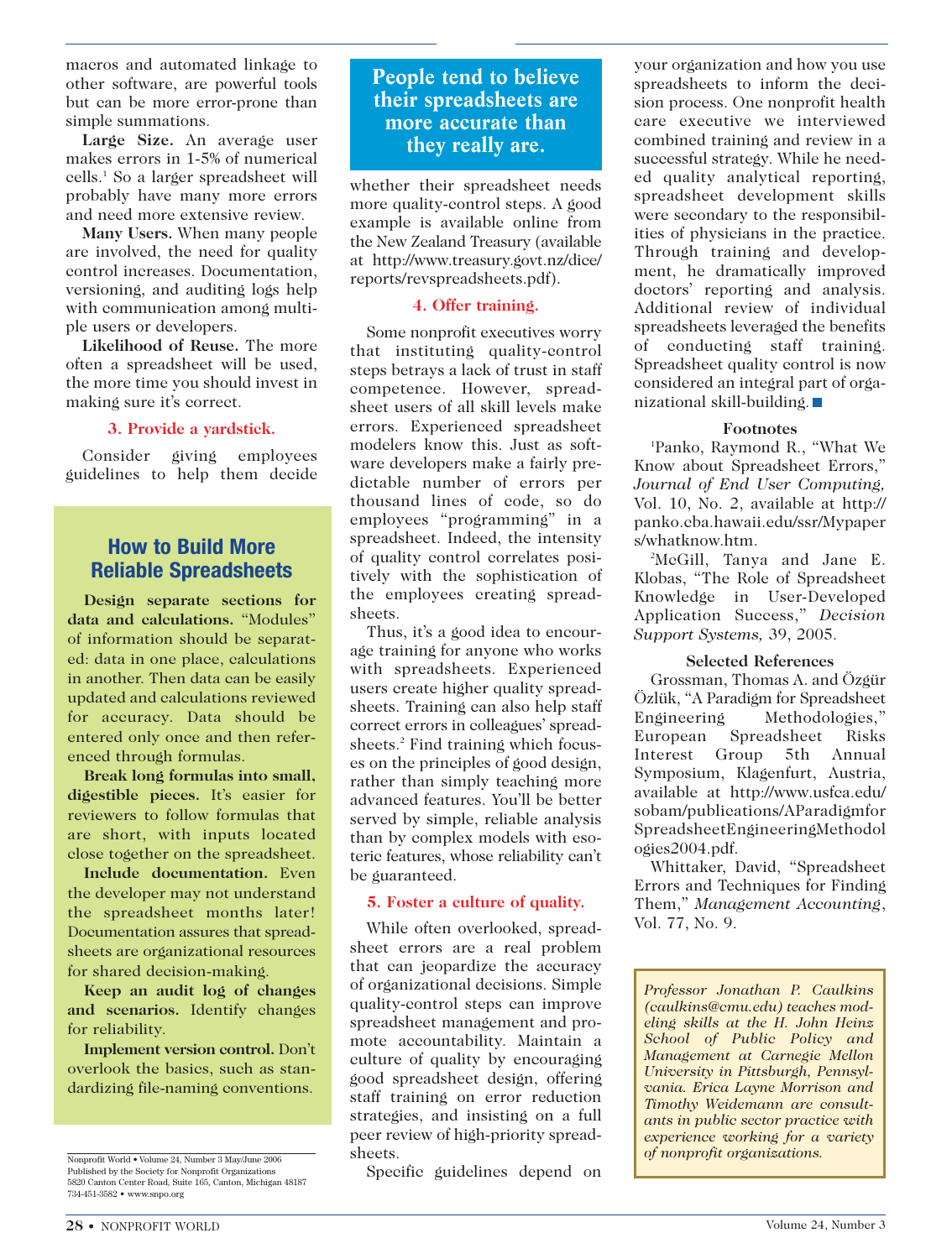macros and automated linkage to other software, are powerful tools but can be more error-prone than simple summations.

**Large Size.** An average user makes errors in 1-5% of numerical cells.[1] So a larger spreadsheet will probably have many more errors and need more extensive review.

**Many Users.** When many people are involved, the need for quality control increases. Documentation, versioning, and auditing logs help with communication among multiple users or developers.

**Likelihood of Reuse.** The more often a spreadsheet will be used, the more time you should invest in making sure it's correct.

### 3. Provide a yardstick.

Consider giving employees guidelines to help them decide whether their spreadsheet needs more quality-control steps. A good example is available online from the New Zealand Treasury (available at http://www.treasury.govt.nz/dice/reports/revspreadsheets.pdf).

> **People tend to believe their spreadsheets are more accurate than they really are.**

### 4. Offer training.

Some nonprofit executives worry that instituting quality-control steps betrays a lack of trust in staff competence. However, spreadsheet users of all skill levels make errors. Experienced spreadsheet modelers know this. Just as software developers make a fairly predictable number of errors per thousand lines of code, so do employees "programming" in a spreadsheet. Indeed, the intensity of quality control correlates positively with the sophistication of the employees creating spreadsheets.

Thus, it's a good idea to encourage training for anyone who works with spreadsheets. Experienced users create higher quality spreadsheets. Training can also help staff correct errors in colleagues' spreadsheets.[2] Find training which focuses on the principles of good design, rather than simply teaching more advanced features. You'll be better served by simple, reliable analysis than by complex models with esoteric features, whose reliability can't be guaranteed.

### 5. Foster a culture of quality.

While often overlooked, spreadsheet errors are a real problem that can jeopardize the accuracy of organizational decisions. Simple quality-control steps can improve spreadsheet management and promote accountability. Maintain a culture of quality by encouraging good spreadsheet design, offering staff training on error reduction strategies, and insisting on a full peer review of high-priority spreadsheets.

Specific guidelines depend on your organization and how you use spreadsheets to inform the decision process. One nonprofit health care executive we interviewed combined training and review in a successful strategy. While he needed quality analytical reporting, spreadsheet development skills were secondary to the responsibilities of physicians in the practice. Through training and development, he dramatically improved doctors' reporting and analysis. Additional review of individual spreadsheets leveraged the benefits of conducting staff training. Spreadsheet quality control is now considered an integral part of organizational skill-building. ■

## How to Build More Reliable Spreadsheets

**Design separate sections for data and calculations.** "Modules" of information should be separated: data in one place, calculations in another. Then data can be easily updated and calculations reviewed for accuracy. Data should be entered only once and then referenced through formulas.

**Break long formulas into small, digestible pieces.** It's easier for reviewers to follow formulas that are short, with inputs located close together on the spreadsheet.

**Include documentation.** Even the developer may not understand the spreadsheet months later! Documentation assures that spreadsheets are organizational resources for shared decision-making.

**Keep an audit log of changes and scenarios.** Identify changes for reliability.

**Implement version control.** Don't overlook the basics, such as standardizing file-naming conventions.

#### Footnotes

[1] Panko, Raymond R., "What We Know about Spreadsheet Errors," *Journal of End User Computing,* Vol. 10, No. 2, available at http://panko.cba.hawaii.edu/ssr/Mypapers/whatknow.htm.

[2] McGill, Tanya and Jane E. Klobas, "The Role of Spreadsheet Knowledge in User-Developed Application Success," *Decision Support Systems,* 39, 2005.

#### Selected References

Grossman, Thomas A. and Özgür Özlük, "A Paradigm for Spreadsheet Engineering Methodologies," European Spreadsheet Risks Interest Group 5th Annual Symposium, Klagenfurt, Austria, available at http://www.usfca.edu/sobam/publications/AParadigmforSpreadsheetEngineeringMethodologies2004.pdf.

Whittaker, David, "Spreadsheet Errors and Techniques for Finding Them," *Management Accounting*, Vol. 77, No. 9.

*Professor Jonathan P. Caulkins (caulkins@cmu.edu) teaches modeling skills at the H. John Heinz School of Public Policy and Management at Carnegie Mellon University in Pittsburgh, Pennsylvania. Erica Layne Morrison and Timothy Weidemann are consultants in public sector practice with experience working for a variety of nonprofit organizations.*

Nonprofit World • Volume 24, Number 3 May/June 2006
Published by the Society for Nonprofit Organizations
5820 Canton Center Road, Suite 165, Canton, Michigan 48187
734-451-3582 • www.snpo.org